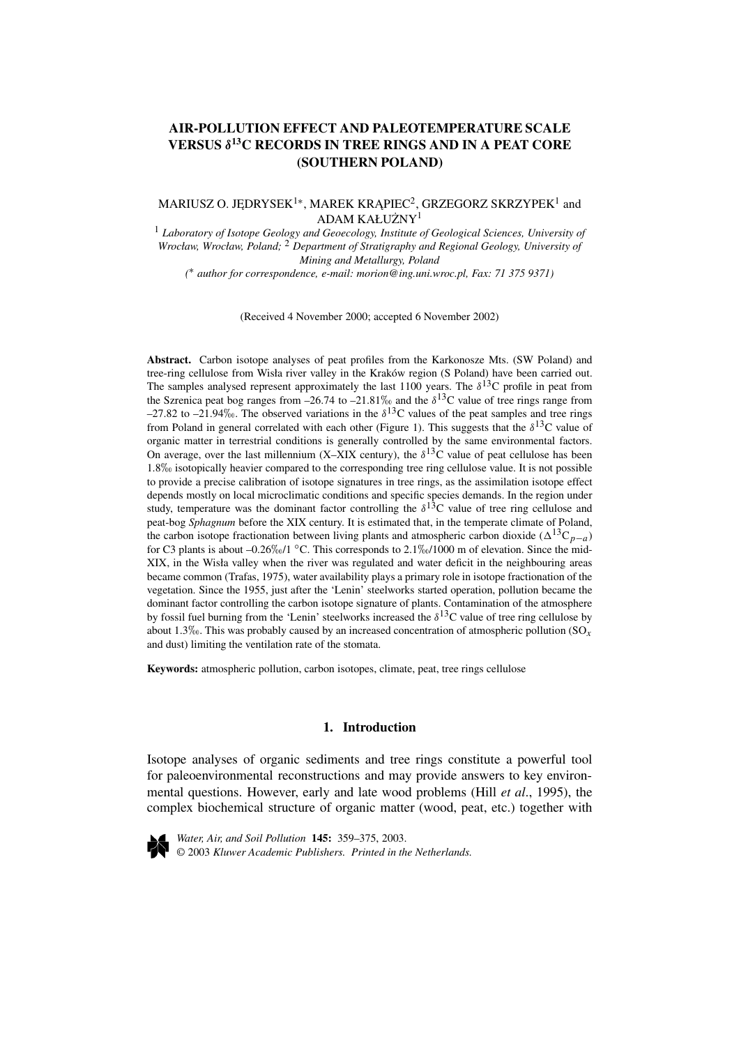# AIR-POLLUTION EFFECT AND PALEOTEMPERATURE SCALE VERSUS $\delta^{13}$C RECORDS IN TREE RINGS AND IN A PEAT CORE (SOUTHERN POLAND)

MARIUSZ O. JĘDRYSEK[1*], MAREK KRĄPIEC[2], GRZEGORZ SKRZYPEK[1] and ADAM KAŁUŻNY[1]

[1] *Laboratory of Isotope Geology and Geoecology, Institute of Geological Sciences, University of Wrocław, Wrocław, Poland;* [2] *Department of Stratigraphy and Regional Geology, University of Mining and Metallurgy, Poland*

(* *author for correspondence, e-mail: morion@ing.uni.wroc.pl, Fax: 71 375 9371)*

(Received 4 November 2000; accepted 6 November 2002)

**Abstract.** Carbon isotope analyses of peat profiles from the Karkonosze Mts. (SW Poland) and tree-ring cellulose from Wisła river valley in the Kraków region (S Poland) have been carried out. The samples analysed represent approximately the last 1100 years. The $\delta^{13}$C profile in peat from the Szrenica peat bog ranges from –26.74 to –21.81‰ and the $\delta^{13}$C value of tree rings range from –27.82 to –21.94‰. The observed variations in the $\delta^{13}$C values of the peat samples and tree rings from Poland in general correlated with each other (Figure 1). This suggests that the $\delta^{13}$C value of organic matter in terrestrial conditions is generally controlled by the same environmental factors. On average, over the last millennium (X–XIX century), the $\delta^{13}$C value of peat cellulose has been 1.8‰ isotopically heavier compared to the corresponding tree ring cellulose value. It is not possible to provide a precise calibration of isotope signatures in tree rings, as the assimilation isotope effect depends mostly on local microclimatic conditions and specific species demands. In the region under study, temperature was the dominant factor controlling the $\delta^{13}$C value of tree ring cellulose and peat-bog *Sphagnum* before the XIX century. It is estimated that, in the temperate climate of Poland, the carbon isotope fractionation between living plants and atmospheric carbon dioxide ($\Delta^{13}C_{p-a}$) for C3 plants is about –0.26‰/1 °C. This corresponds to 2.1‰/1000 m of elevation. Since the mid-XIX, in the Wisła valley when the river was regulated and water deficit in the neighbouring areas became common (Trafas, 1975), water availability plays a primary role in isotope fractionation of the vegetation. Since the 1955, just after the 'Lenin' steelworks started operation, pollution became the dominant factor controlling the carbon isotope signature of plants. Contamination of the atmosphere by fossil fuel burning from the 'Lenin' steelworks increased the $\delta^{13}$C value of tree ring cellulose by about 1.3‰. This was probably caused by an increased concentration of atmospheric pollution ($SO_x$ and dust) limiting the ventilation rate of the stomata.

**Keywords:** atmospheric pollution, carbon isotopes, climate, peat, tree rings cellulose

## 1. Introduction

Isotope analyses of organic sediments and tree rings constitute a powerful tool for paleoenvironmental reconstructions and may provide answers to key environmental questions. However, early and late wood problems (Hill *et al*., 1995), the complex biochemical structure of organic matter (wood, peat, etc.) together with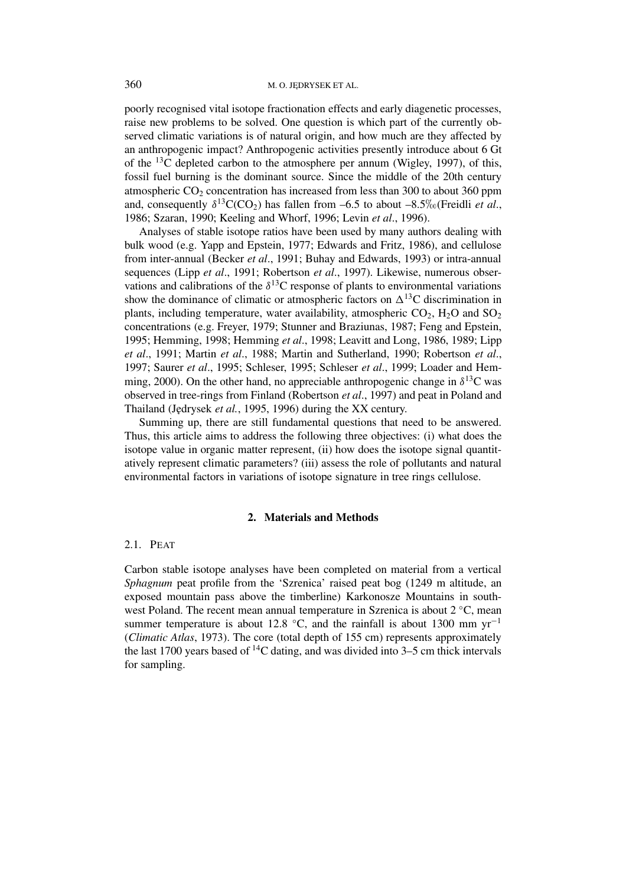poorly recognised vital isotope fractionation effects and early diagenetic processes, raise new problems to be solved. One question is which part of the currently observed climatic variations is of natural origin, and how much are they affected by an anthropogenic impact? Anthropogenic activities presently introduce about 6 Gt of the $^{13}C$ depleted carbon to the atmosphere per annum (Wigley, 1997), of this, fossil fuel burning is the dominant source. Since the middle of the 20th century atmospheric $CO_2$ concentration has increased from less than 300 to about 360 ppm and, consequently $\delta^{13}C(CO_2)$ has fallen from –6.5 to about –8.5‰(Freidli *et al*., 1986; Szaran, 1990; Keeling and Whorf, 1996; Levin *et al*., 1996).

Analyses of stable isotope ratios have been used by many authors dealing with bulk wood (e.g. Yapp and Epstein, 1977; Edwards and Fritz, 1986), and cellulose from inter-annual (Becker *et al*., 1991; Buhay and Edwards, 1993) or intra-annual sequences (Lipp *et al*., 1991; Robertson *et al*., 1997). Likewise, numerous observations and calibrations of the $\delta^{13}C$ response of plants to environmental variations show the dominance of climatic or atmospheric factors on $\Delta^{13}C$ discrimination in plants, including temperature, water availability, atmospheric $CO_2$, $H_2O$ and $SO_2$ concentrations (e.g. Freyer, 1979; Stunner and Braziunas, 1987; Feng and Epstein, 1995; Hemming, 1998; Hemming *et al*., 1998; Leavitt and Long, 1986, 1989; Lipp *et al*., 1991; Martin *et al*., 1988; Martin and Sutherland, 1990; Robertson *et al*., 1997; Saurer *et al*., 1995; Schleser, 1995; Schleser *et al*., 1999; Loader and Hemming, 2000). On the other hand, no appreciable anthropogenic change in $\delta^{13}C$ was observed in tree-rings from Finland (Robertson *et al*., 1997) and peat in Poland and Thailand (Jędrysek *et al.*, 1995, 1996) during the XX century.

Summing up, there are still fundamental questions that need to be answered. Thus, this article aims to address the following three objectives: (i) what does the isotope value in organic matter represent, (ii) how does the isotope signal quantitatively represent climatic parameters? (iii) assess the role of pollutants and natural environmental factors in variations of isotope signature in tree rings cellulose.

## 2. Materials and Methods

### 2.1. Peat

Carbon stable isotope analyses have been completed on material from a vertical *Sphagnum* peat profile from the 'Szrenica' raised peat bog (1249 m altitude, an exposed mountain pass above the timberline) Karkonosze Mountains in southwest Poland. The recent mean annual temperature in Szrenica is about 2 °C, mean summer temperature is about 12.8 °C, and the rainfall is about 1300 mm yr$^{-1}$ (*Climatic Atlas*, 1973). The core (total depth of 155 cm) represents approximately the last 1700 years based of $^{14}C$ dating, and was divided into 3–5 cm thick intervals for sampling.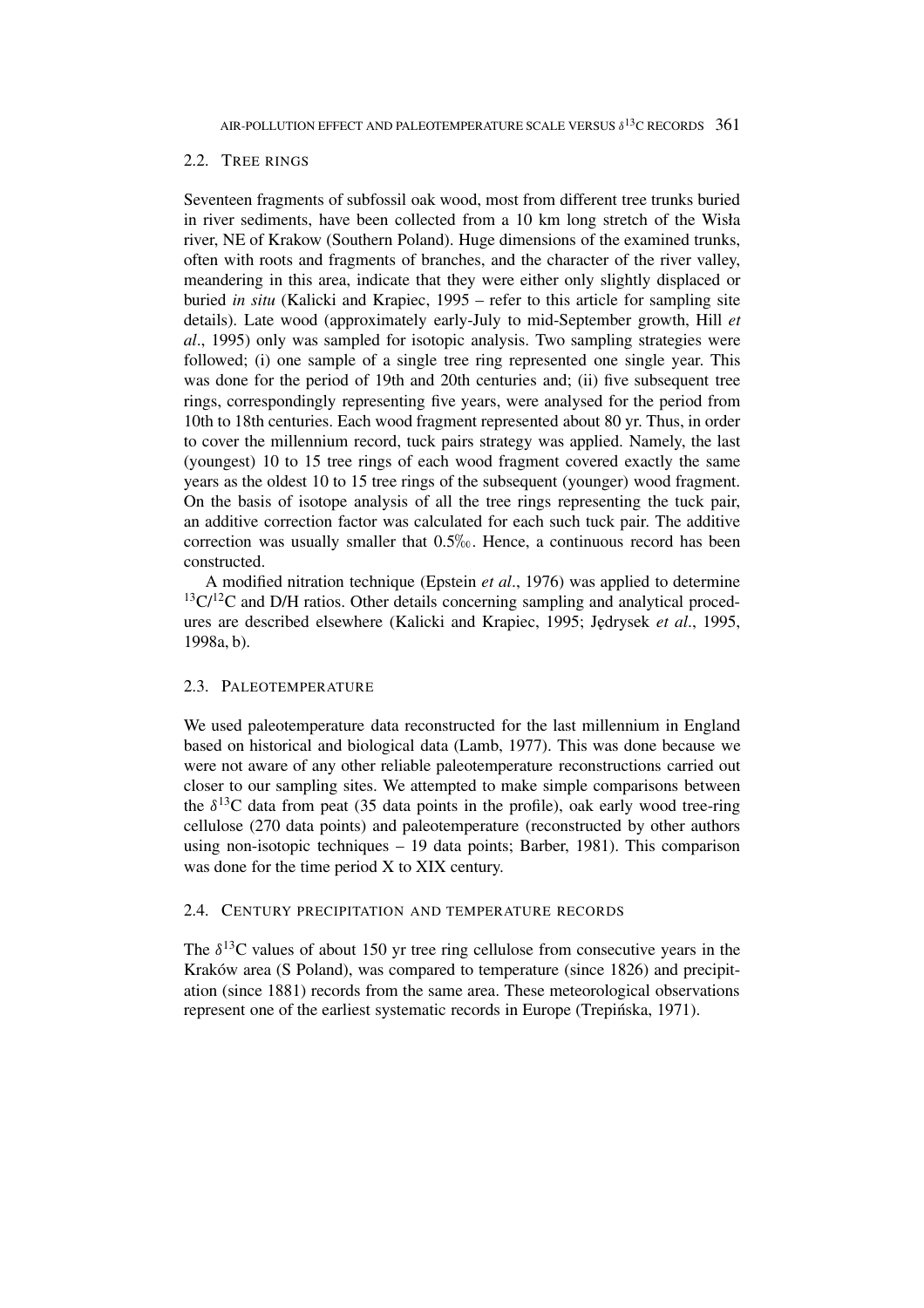## 2.2. Tree Rings

Seventeen fragments of subfossil oak wood, most from different tree trunks buried in river sediments, have been collected from a 10 km long stretch of the Wisła river, NE of Krakow (Southern Poland). Huge dimensions of the examined trunks, often with roots and fragments of branches, and the character of the river valley, meandering in this area, indicate that they were either only slightly displaced or buried *in situ* (Kalicki and Krapiec, 1995 – refer to this article for sampling site details). Late wood (approximately early-July to mid-September growth, Hill *et al*., 1995) only was sampled for isotopic analysis. Two sampling strategies were followed; (i) one sample of a single tree ring represented one single year. This was done for the period of 19th and 20th centuries and; (ii) five subsequent tree rings, correspondingly representing five years, were analysed for the period from 10th to 18th centuries. Each wood fragment represented about 80 yr. Thus, in order to cover the millennium record, tuck pairs strategy was applied. Namely, the last (youngest) 10 to 15 tree rings of each wood fragment covered exactly the same years as the oldest 10 to 15 tree rings of the subsequent (younger) wood fragment. On the basis of isotope analysis of all the tree rings representing the tuck pair, an additive correction factor was calculated for each such tuck pair. The additive correction was usually smaller that 0.5‰. Hence, a continuous record has been constructed.

A modified nitration technique (Epstein *et al*., 1976) was applied to determine $^{13}C/^{12}C$ and D/H ratios. Other details concerning sampling and analytical procedures are described elsewhere (Kalicki and Krapiec, 1995; Jędrysek *et al*., 1995, 1998a, b).

## 2.3. Paleotemperature

We used paleotemperature data reconstructed for the last millennium in England based on historical and biological data (Lamb, 1977). This was done because we were not aware of any other reliable paleotemperature reconstructions carried out closer to our sampling sites. We attempted to make simple comparisons between the $\delta^{13}C$ data from peat (35 data points in the profile), oak early wood tree-ring cellulose (270 data points) and paleotemperature (reconstructed by other authors using non-isotopic techniques – 19 data points; Barber, 1981). This comparison was done for the time period X to XIX century.

## 2.4. Century Precipitation and Temperature Records

The $\delta^{13}C$ values of about 150 yr tree ring cellulose from consecutive years in the Kraków area (S Poland), was compared to temperature (since 1826) and precipitation (since 1881) records from the same area. These meteorological observations represent one of the earliest systematic records in Europe (Trepińska, 1971).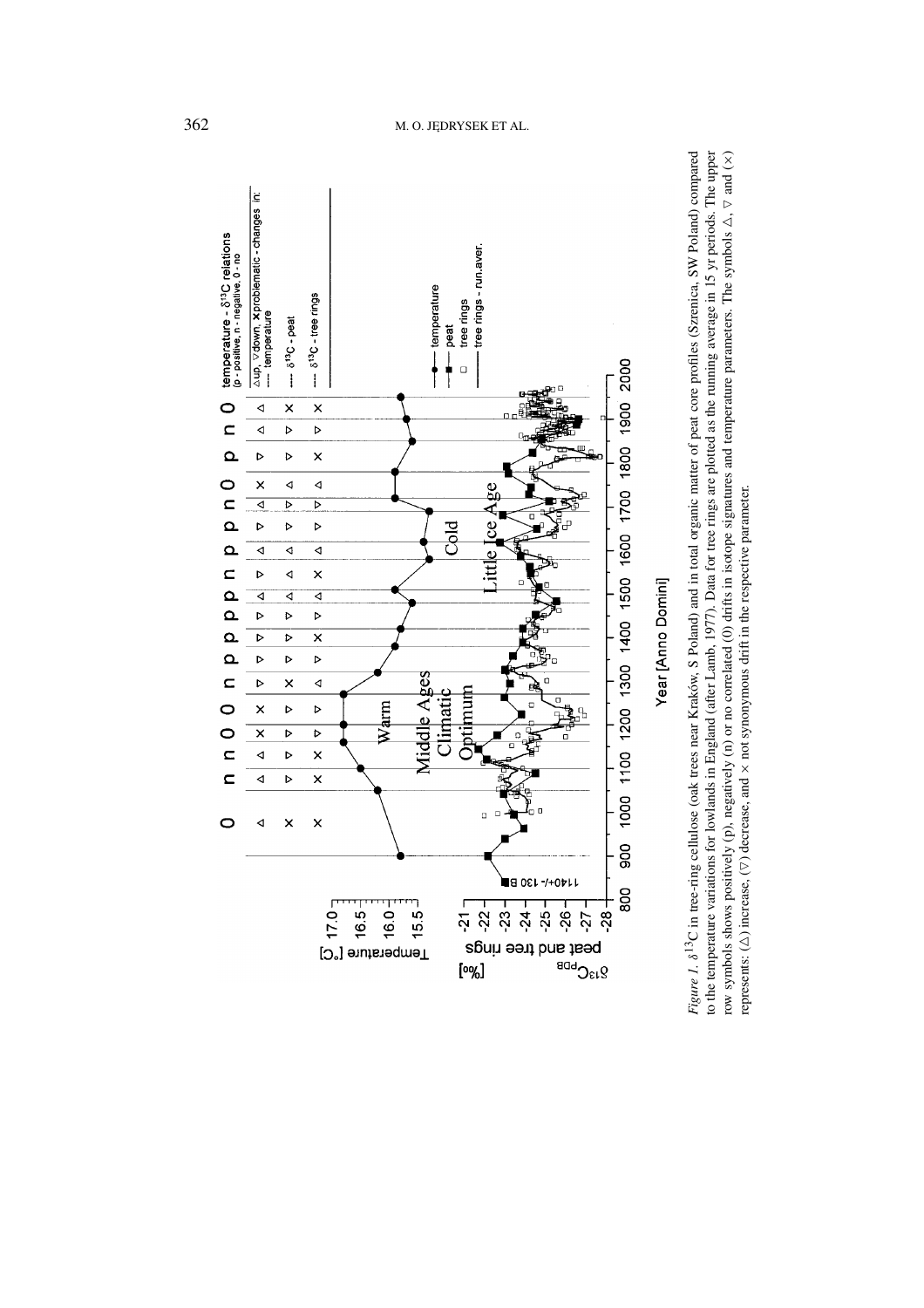*Figure 1.* $\delta^{13}$C in tree-ring cellulose (oak trees near Kraków, S Poland) and in total organic matter of peat core profiles (Szrenica, SW Poland) compared to the temperature variations for lowlands in England (after Lamb, 1977). Data for tree rings are plotted as the running average in 15 yr periods. The upper row symbols shows positively (p), negatively (n) or no correlated (0) drifts in isotope signatures and temperature parameters. The symbols $\Delta$, $\nabla$ and ($\times$) represents: ($\Delta$) increase, ($\nabla$) decrease, and $\times$ not synonymous drift in the respective parameter.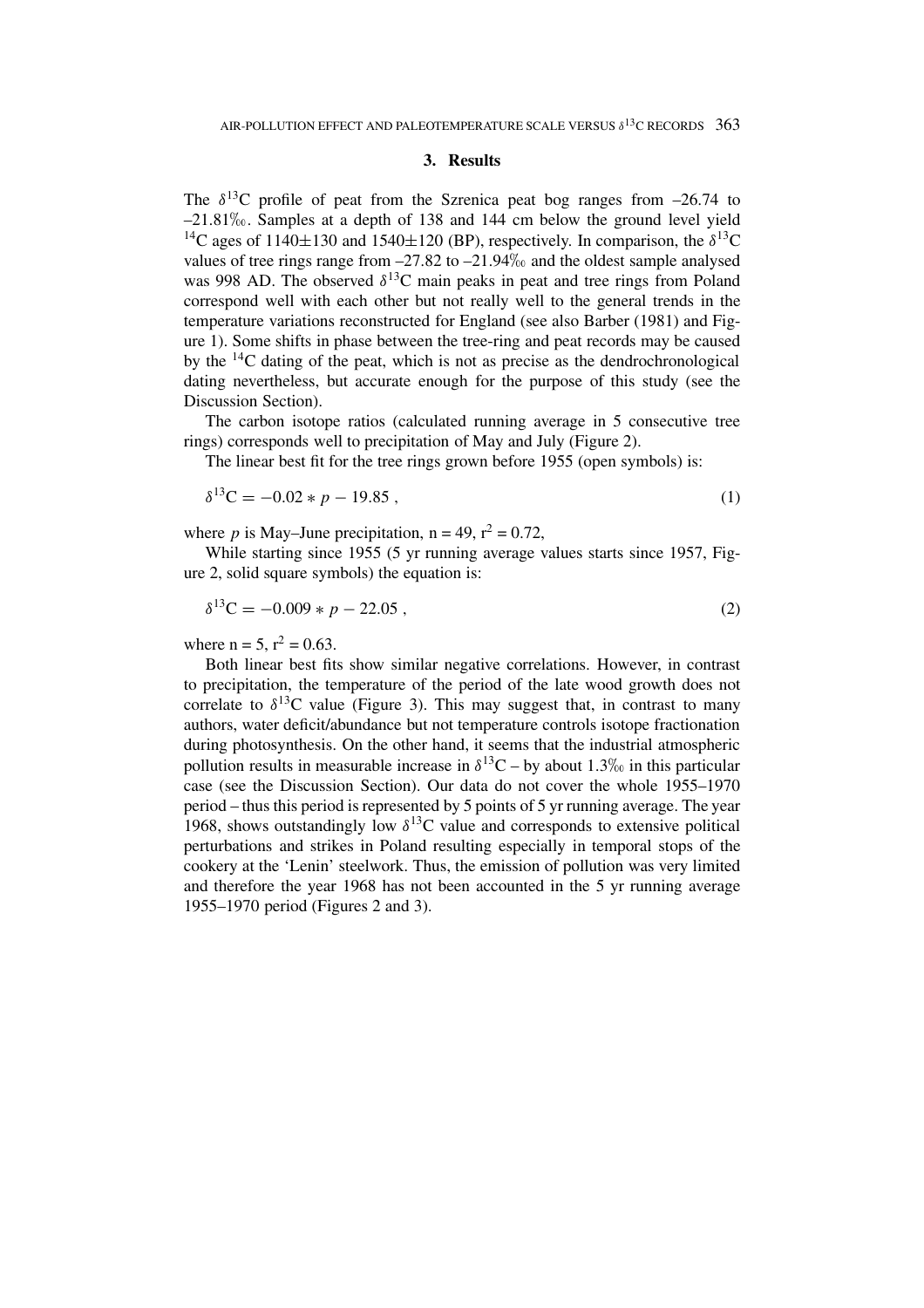## 3. Results

The $\delta^{13}C$ profile of peat from the Szrenica peat bog ranges from –26.74 to –21.81‰. Samples at a depth of 138 and 144 cm below the ground level yield $^{14}C$ ages of 1140±130 and 1540±120 (BP), respectively. In comparison, the $\delta^{13}C$ values of tree rings range from –27.82 to –21.94‰ and the oldest sample analysed was 998 AD. The observed $\delta^{13}C$ main peaks in peat and tree rings from Poland correspond well with each other but not really well to the general trends in the temperature variations reconstructed for England (see also Barber (1981) and Figure 1). Some shifts in phase between the tree-ring and peat records may be caused by the $^{14}C$ dating of the peat, which is not as precise as the dendrochronological dating nevertheless, but accurate enough for the purpose of this study (see the Discussion Section).

The carbon isotope ratios (calculated running average in 5 consecutive tree rings) corresponds well to precipitation of May and July (Figure 2).

The linear best fit for the tree rings grown before 1955 (open symbols) is:

$$\delta^{13}C = -0.02 * p - 19.85\,, \tag{1}$$

where $p$ is May–June precipitation, n = 49, $r^2 = 0.72$,

While starting since 1955 (5 yr running average values starts since 1957, Figure 2, solid square symbols) the equation is:

$$\delta^{13}C = -0.009 * p - 22.05\,, \tag{2}$$

where n = 5, $r^2 = 0.63$.

Both linear best fits show similar negative correlations. However, in contrast to precipitation, the temperature of the period of the late wood growth does not correlate to $\delta^{13}C$ value (Figure 3). This may suggest that, in contrast to many authors, water deficit/abundance but not temperature controls isotope fractionation during photosynthesis. On the other hand, it seems that the industrial atmospheric pollution results in measurable increase in $\delta^{13}C$ – by about 1.3‰ in this particular case (see the Discussion Section). Our data do not cover the whole 1955–1970 period – thus this period is represented by 5 points of 5 yr running average. The year 1968, shows outstandingly low $\delta^{13}C$ value and corresponds to extensive political perturbations and strikes in Poland resulting especially in temporal stops of the cookery at the 'Lenin' steelwork. Thus, the emission of pollution was very limited and therefore the year 1968 has not been accounted in the 5 yr running average 1955–1970 period (Figures 2 and 3).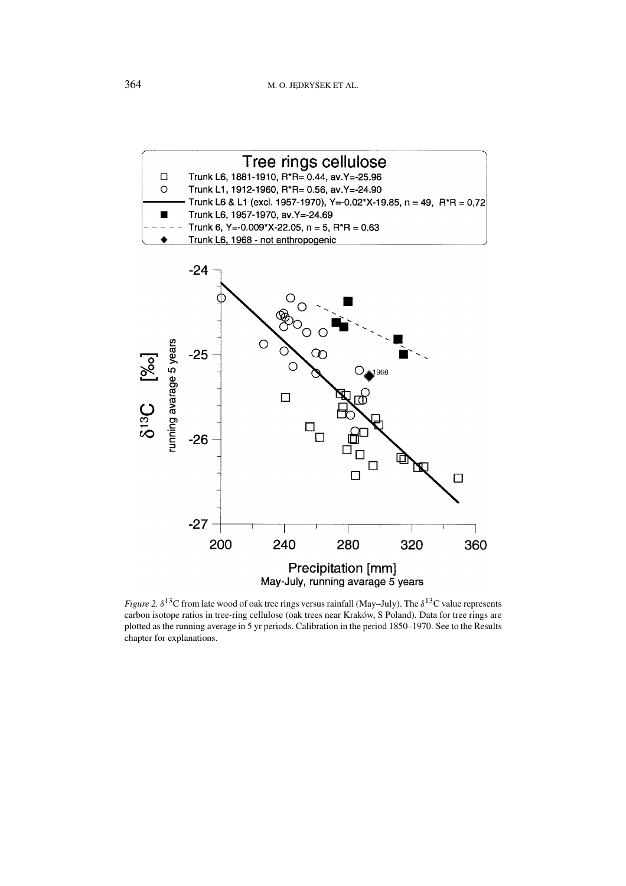*Figure 2.* $\delta^{13}C$ from late wood of oak tree rings versus rainfall (May–July). The $\delta^{13}C$ value represents carbon isotope ratios in tree-ring cellulose (oak trees near Kraków, S Poland). Data for tree rings are plotted as the running average in 5 yr periods. Calibration in the period 1850–1970. See to the Results chapter for explanations.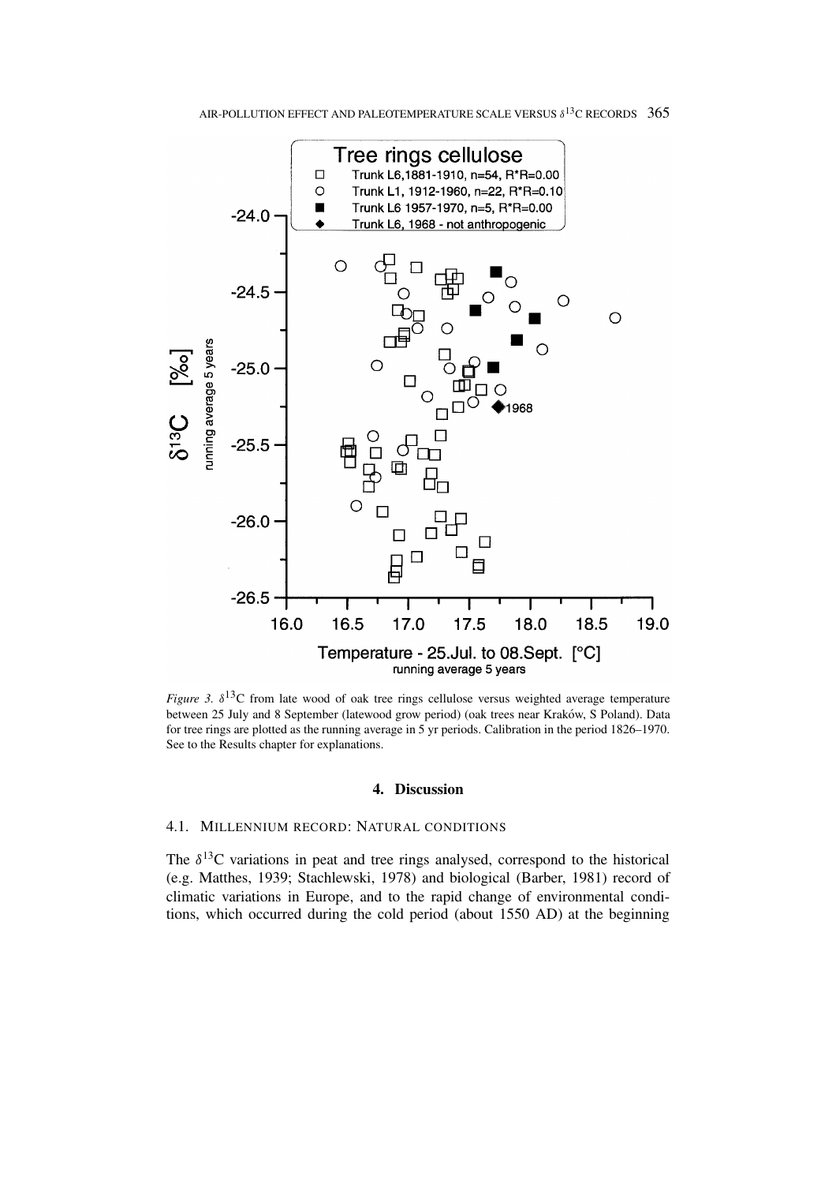*Figure 3.* $\delta^{13}$C from late wood of oak tree rings cellulose versus weighted average temperature between 25 July and 8 September (latewood grow period) (oak trees near Kraków, S Poland). Data for tree rings are plotted as the running average in 5 yr periods. Calibration in the period 1826–1970. See to the Results chapter for explanations.

## 4. Discussion

### 4.1. Millennium Record: Natural Conditions

The $\delta^{13}$C variations in peat and tree rings analysed, correspond to the historical (e.g. Matthes, 1939; Stachlewski, 1978) and biological (Barber, 1981) record of climatic variations in Europe, and to the rapid change of environmental conditions, which occurred during the cold period (about 1550 AD) at the beginning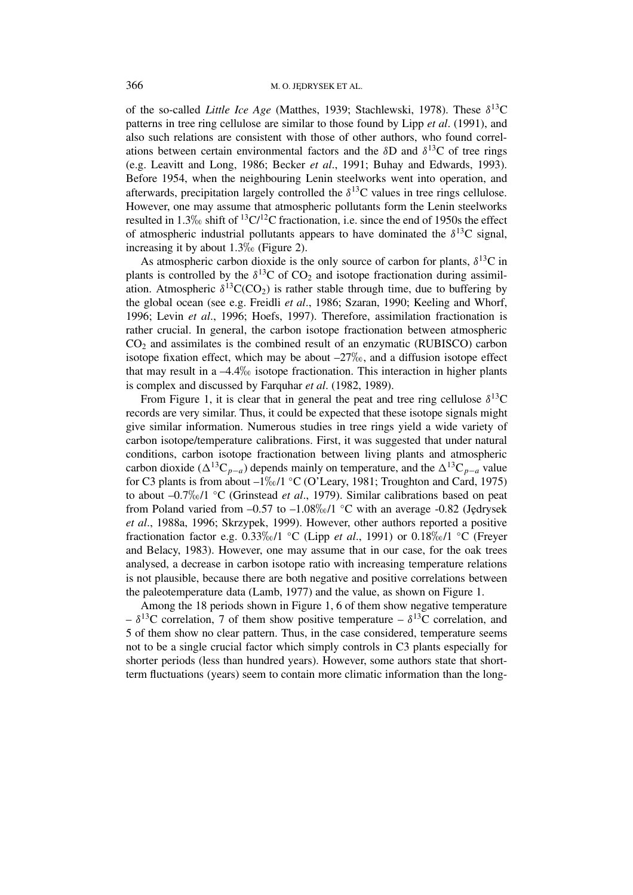of the so-called *Little Ice Age* (Matthes, 1939; Stachlewski, 1978). These $\delta^{13}C$ patterns in tree ring cellulose are similar to those found by Lipp *et al*. (1991), and also such relations are consistent with those of other authors, who found correlations between certain environmental factors and the $\delta D$ and $\delta^{13}C$ of tree rings (e.g. Leavitt and Long, 1986; Becker *et al*., 1991; Buhay and Edwards, 1993). Before 1954, when the neighbouring Lenin steelworks went into operation, and afterwards, precipitation largely controlled the $\delta^{13}C$ values in tree rings cellulose. However, one may assume that atmospheric pollutants form the Lenin steelworks resulted in 1.3‰ shift of $^{13}C/^{12}C$ fractionation, i.e. since the end of 1950s the effect of atmospheric industrial pollutants appears to have dominated the $\delta^{13}C$ signal, increasing it by about 1.3‰ (Figure 2).

As atmospheric carbon dioxide is the only source of carbon for plants, $\delta^{13}C$ in plants is controlled by the $\delta^{13}C$ of $CO_2$ and isotope fractionation during assimilation. Atmospheric $\delta^{13}C(CO_2)$ is rather stable through time, due to buffering by the global ocean (see e.g. Freidli *et al*., 1986; Szaran, 1990; Keeling and Whorf, 1996; Levin *et al*., 1996; Hoefs, 1997). Therefore, assimilation fractionation is rather crucial. In general, the carbon isotope fractionation between atmospheric $CO_2$ and assimilates is the combined result of an enzymatic (RUBISCO) carbon isotope fixation effect, which may be about –27‰, and a diffusion isotope effect that may result in a –4.4‰ isotope fractionation. This interaction in higher plants is complex and discussed by Farquhar *et al*. (1982, 1989).

From Figure 1, it is clear that in general the peat and tree ring cellulose $\delta^{13}C$ records are very similar. Thus, it could be expected that these isotope signals might give similar information. Numerous studies in tree rings yield a wide variety of carbon isotope/temperature calibrations. First, it was suggested that under natural conditions, carbon isotope fractionation between living plants and atmospheric carbon dioxide ($\Delta^{13}C_{p-a}$) depends mainly on temperature, and the $\Delta^{13}C_{p-a}$ value for C3 plants is from about –1‰/1 °C (O'Leary, 1981; Troughton and Card, 1975) to about –0.7‰/1 °C (Grinstead *et al*., 1979). Similar calibrations based on peat from Poland varied from –0.57 to –1.08‰/1 °C with an average -0.82 (Jędrysek *et al*., 1988a, 1996; Skrzypek, 1999). However, other authors reported a positive fractionation factor e.g. 0.33‰/1 °C (Lipp *et al*., 1991) or 0.18‰/1 °C (Freyer and Belacy, 1983). However, one may assume that in our case, for the oak trees analysed, a decrease in carbon isotope ratio with increasing temperature relations is not plausible, because there are both negative and positive correlations between the paleotemperature data (Lamb, 1977) and the value, as shown on Figure 1.

Among the 18 periods shown in Figure 1, 6 of them show negative temperature – $\delta^{13}C$ correlation, 7 of them show positive temperature – $\delta^{13}C$ correlation, and 5 of them show no clear pattern. Thus, in the case considered, temperature seems not to be a single crucial factor which simply controls in C3 plants especially for shorter periods (less than hundred years). However, some authors state that short-term fluctuations (years) seem to contain more climatic information than the long-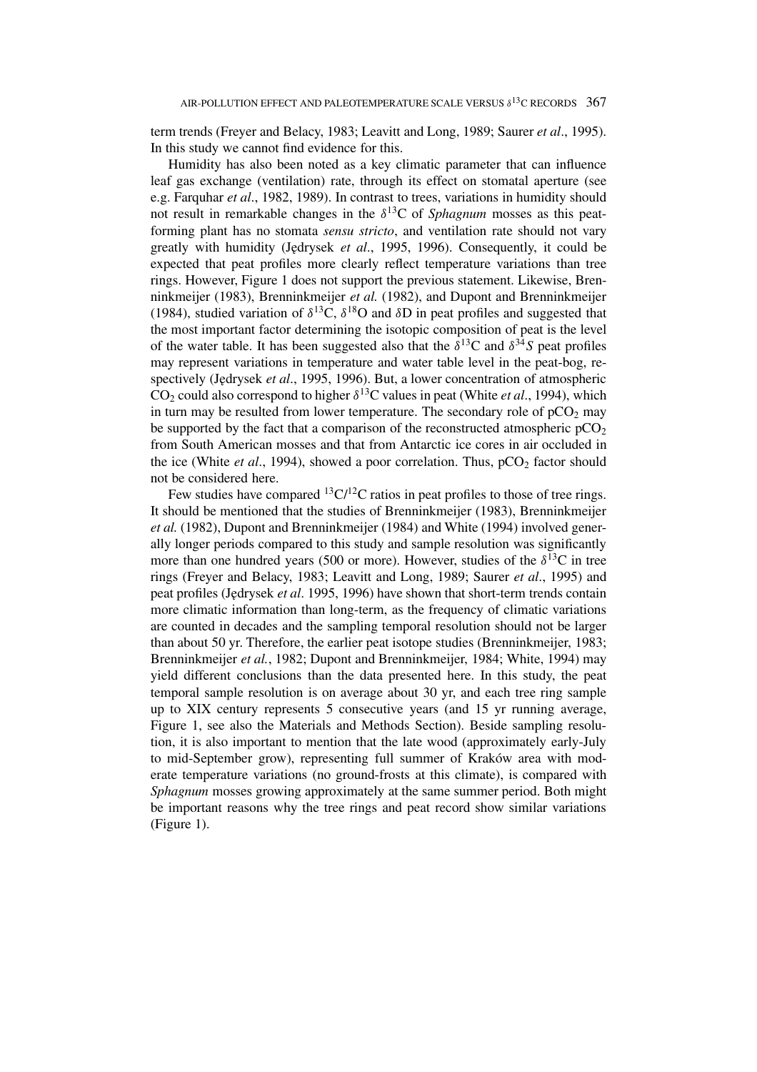term trends (Freyer and Belacy, 1983; Leavitt and Long, 1989; Saurer *et al*., 1995). In this study we cannot find evidence for this.

Humidity has also been noted as a key climatic parameter that can influence leaf gas exchange (ventilation) rate, through its effect on stomatal aperture (see e.g. Farquhar *et al*., 1982, 1989). In contrast to trees, variations in humidity should not result in remarkable changes in the $\delta^{13}$C of *Sphagnum* mosses as this peat-forming plant has no stomata *sensu stricto*, and ventilation rate should not vary greatly with humidity (Jędrysek *et al*., 1995, 1996). Consequently, it could be expected that peat profiles more clearly reflect temperature variations than tree rings. However, Figure 1 does not support the previous statement. Likewise, Brenninkmeijer (1983), Brenninkmeijer *et al.* (1982), and Dupont and Brenninkmeijer (1984), studied variation of $\delta^{13}$C, $\delta^{18}$O and $\delta$D in peat profiles and suggested that the most important factor determining the isotopic composition of peat is the level of the water table. It has been suggested also that the $\delta^{13}$C and $\delta^{34}S$ peat profiles may represent variations in temperature and water table level in the peat-bog, respectively (Jędrysek *et al*., 1995, 1996). But, a lower concentration of atmospheric $CO_2$ could also correspond to higher $\delta^{13}$C values in peat (White *et al*., 1994), which in turn may be resulted from lower temperature. The secondary role of $pCO_2$ may be supported by the fact that a comparison of the reconstructed atmospheric $pCO_2$ from South American mosses and that from Antarctic ice cores in air occluded in the ice (White *et al*., 1994), showed a poor correlation. Thus, $pCO_2$ factor should not be considered here.

Few studies have compared $^{13}$C/$^{12}$C ratios in peat profiles to those of tree rings. It should be mentioned that the studies of Brenninkmeijer (1983), Brenninkmeijer *et al.* (1982), Dupont and Brenninkmeijer (1984) and White (1994) involved generally longer periods compared to this study and sample resolution was significantly more than one hundred years (500 or more). However, studies of the $\delta^{13}$C in tree rings (Freyer and Belacy, 1983; Leavitt and Long, 1989; Saurer *et al*., 1995) and peat profiles (Jędrysek *et al*. 1995, 1996) have shown that short-term trends contain more climatic information than long-term, as the frequency of climatic variations are counted in decades and the sampling temporal resolution should not be larger than about 50 yr. Therefore, the earlier peat isotope studies (Brenninkmeijer, 1983; Brenninkmeijer *et al.*, 1982; Dupont and Brenninkmeijer, 1984; White, 1994) may yield different conclusions than the data presented here. In this study, the peat temporal sample resolution is on average about 30 yr, and each tree ring sample up to XIX century represents 5 consecutive years (and 15 yr running average, Figure 1, see also the Materials and Methods Section). Beside sampling resolution, it is also important to mention that the late wood (approximately early-July to mid-September grow), representing full summer of Kraków area with moderate temperature variations (no ground-frosts at this climate), is compared with *Sphagnum* mosses growing approximately at the same summer period. Both might be important reasons why the tree rings and peat record show similar variations (Figure 1).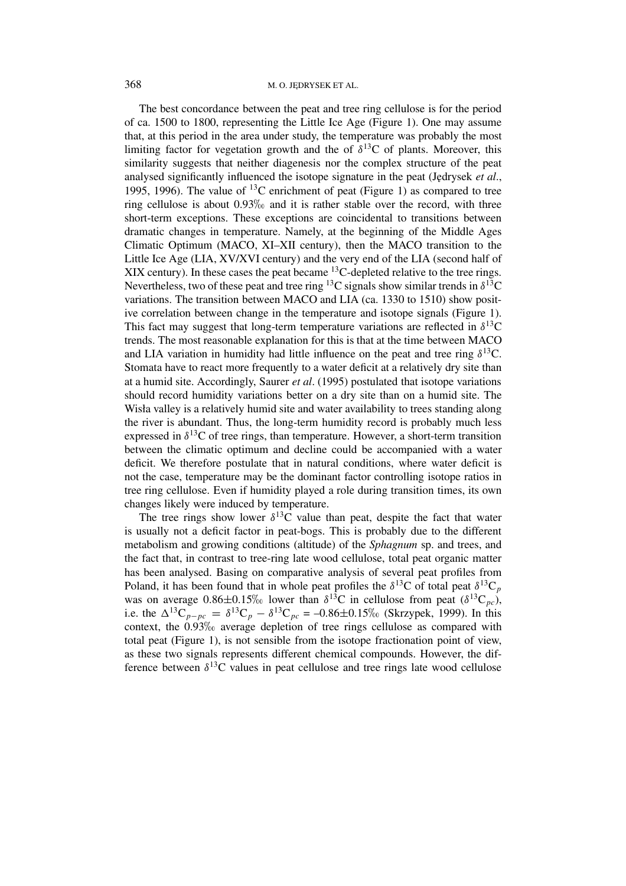The best concordance between the peat and tree ring cellulose is for the period of ca. 1500 to 1800, representing the Little Ice Age (Figure 1). One may assume that, at this period in the area under study, the temperature was probably the most limiting factor for vegetation growth and the of $\delta^{13}C$ of plants. Moreover, this similarity suggests that neither diagenesis nor the complex structure of the peat analysed significantly influenced the isotope signature in the peat (Jędrysek *et al*., 1995, 1996). The value of $^{13}C$ enrichment of peat (Figure 1) as compared to tree ring cellulose is about 0.93‰ and it is rather stable over the record, with three short-term exceptions. These exceptions are coincidental to transitions between dramatic changes in temperature. Namely, at the beginning of the Middle Ages Climatic Optimum (MACO, XI–XII century), then the MACO transition to the Little Ice Age (LIA, XV/XVI century) and the very end of the LIA (second half of XIX century). In these cases the peat became $^{13}C$-depleted relative to the tree rings. Nevertheless, two of these peat and tree ring $^{13}C$ signals show similar trends in $\delta^{13}C$ variations. The transition between MACO and LIA (ca. 1330 to 1510) show positive correlation between change in the temperature and isotope signals (Figure 1). This fact may suggest that long-term temperature variations are reflected in $\delta^{13}C$ trends. The most reasonable explanation for this is that at the time between MACO and LIA variation in humidity had little influence on the peat and tree ring $\delta^{13}C$. Stomata have to react more frequently to a water deficit at a relatively dry site than at a humid site. Accordingly, Saurer *et al*. (1995) postulated that isotope variations should record humidity variations better on a dry site than on a humid site. The Wisła valley is a relatively humid site and water availability to trees standing along the river is abundant. Thus, the long-term humidity record is probably much less expressed in $\delta^{13}C$ of tree rings, than temperature. However, a short-term transition between the climatic optimum and decline could be accompanied with a water deficit. We therefore postulate that in natural conditions, where water deficit is not the case, temperature may be the dominant factor controlling isotope ratios in tree ring cellulose. Even if humidity played a role during transition times, its own changes likely were induced by temperature.

The tree rings show lower $\delta^{13}C$ value than peat, despite the fact that water is usually not a deficit factor in peat-bogs. This is probably due to the different metabolism and growing conditions (altitude) of the *Sphagnum* sp. and trees, and the fact that, in contrast to tree-ring late wood cellulose, total peat organic matter has been analysed. Basing on comparative analysis of several peat profiles from Poland, it has been found that in whole peat profiles the $\delta^{13}C$ of total peat $\delta^{13}C_p$ was on average 0.86±0.15‰ lower than $\delta^{13}C$ in cellulose from peat ($\delta^{13}C_{pc}$), i.e. the $\Delta^{13}C_{p-pc} = \delta^{13}C_p - \delta^{13}C_{pc} = -0.86\pm0.15$‰ (Skrzypek, 1999). In this context, the 0.93‰ average depletion of tree rings cellulose as compared with total peat (Figure 1), is not sensible from the isotope fractionation point of view, as these two signals represents different chemical compounds. However, the difference between $\delta^{13}C$ values in peat cellulose and tree rings late wood cellulose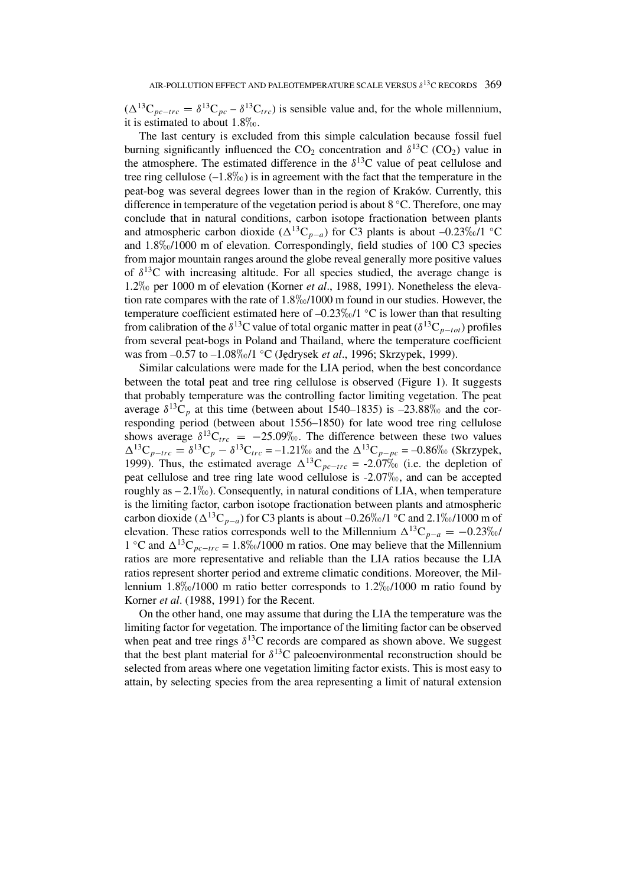($\Delta^{13}C_{pc-trc} = \delta^{13}C_{pc} - \delta^{13}C_{trc}$) is sensible value and, for the whole millennium, it is estimated to about 1.8‰.

The last century is excluded from this simple calculation because fossil fuel burning significantly influenced the $CO_2$ concentration and $\delta^{13}C$ ($CO_2$) value in the atmosphere. The estimated difference in the $\delta^{13}C$ value of peat cellulose and tree ring cellulose (–1.8‰) is in agreement with the fact that the temperature in the peat-bog was several degrees lower than in the region of Kraków. Currently, this difference in temperature of the vegetation period is about 8 °C. Therefore, one may conclude that in natural conditions, carbon isotope fractionation between plants and atmospheric carbon dioxide ($\Delta^{13}C_{p-a}$) for C3 plants is about –0.23‰/1 °C and 1.8‰/1000 m of elevation. Correspondingly, field studies of 100 C3 species from major mountain ranges around the globe reveal generally more positive values of $\delta^{13}C$ with increasing altitude. For all species studied, the average change is 1.2‰ per 1000 m of elevation (Korner *et al*., 1988, 1991). Nonetheless the elevation rate compares with the rate of 1.8‰/1000 m found in our studies. However, the temperature coefficient estimated here of –0.23‰/1 °C is lower than that resulting from calibration of the $\delta^{13}C$ value of total organic matter in peat ($\delta^{13}C_{p-tot}$) profiles from several peat-bogs in Poland and Thailand, where the temperature coefficient was from –0.57 to –1.08‰/1 °C (Jędrysek *et al*., 1996; Skrzypek, 1999).

Similar calculations were made for the LIA period, when the best concordance between the total peat and tree ring cellulose is observed (Figure 1). It suggests that probably temperature was the controlling factor limiting vegetation. The peat average $\delta^{13}C_p$ at this time (between about 1540–1835) is –23.88‰ and the corresponding period (between about 1556–1850) for late wood tree ring cellulose shows average $\delta^{13}C_{trc} = -25.09$‰. The difference between these two values $\Delta^{13}C_{p-trc} = \delta^{13}C_p - \delta^{13}C_{trc} = -1.21$‰ and the $\Delta^{13}C_{p-pc} = -0.86$‰ (Skrzypek, 1999). Thus, the estimated average $\Delta^{13}C_{pc-trc} = -2.07$‰ (i.e. the depletion of peat cellulose and tree ring late wood cellulose is -2.07‰, and can be accepted roughly as – 2.1‰). Consequently, in natural conditions of LIA, when temperature is the limiting factor, carbon isotope fractionation between plants and atmospheric carbon dioxide ($\Delta^{13}C_{p-a}$) for C3 plants is about –0.26‰/1 °C and 2.1‰/1000 m of elevation. These ratios corresponds well to the Millennium $\Delta^{13}C_{p-a} = -0.23$‰/1 °C and $\Delta^{13}C_{pc-trc} = 1.8$‰/1000 m ratios. One may believe that the Millennium ratios are more representative and reliable than the LIA ratios because the LIA ratios represent shorter period and extreme climatic conditions. Moreover, the Millennium 1.8‰/1000 m ratio better corresponds to 1.2‰/1000 m ratio found by Korner *et al*. (1988, 1991) for the Recent.

On the other hand, one may assume that during the LIA the temperature was the limiting factor for vegetation. The importance of the limiting factor can be observed when peat and tree rings $\delta^{13}C$ records are compared as shown above. We suggest that the best plant material for $\delta^{13}C$ paleoenvironmental reconstruction should be selected from areas where one vegetation limiting factor exists. This is most easy to attain, by selecting species from the area representing a limit of natural extension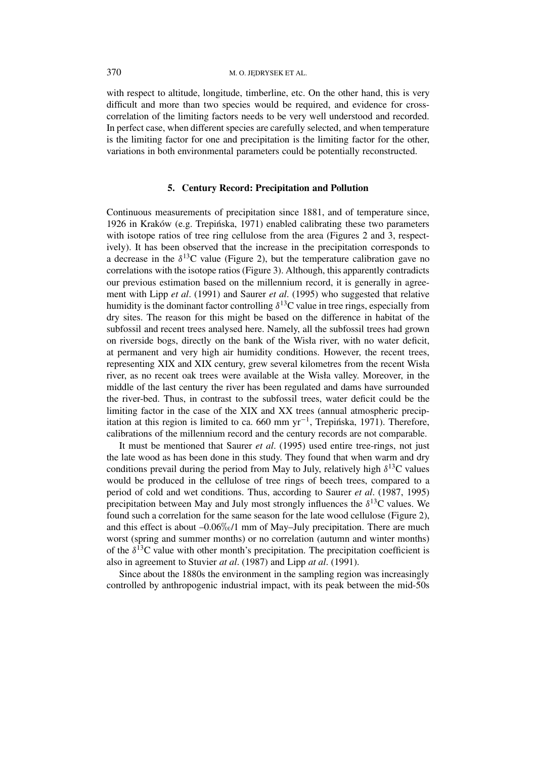with respect to altitude, longitude, timberline, etc. On the other hand, this is very difficult and more than two species would be required, and evidence for cross-correlation of the limiting factors needs to be very well understood and recorded. In perfect case, when different species are carefully selected, and when temperature is the limiting factor for one and precipitation is the limiting factor for the other, variations in both environmental parameters could be potentially reconstructed.

## 5. Century Record: Precipitation and Pollution

Continuous measurements of precipitation since 1881, and of temperature since, 1926 in Kraków (e.g. Trepińska, 1971) enabled calibrating these two parameters with isotope ratios of tree ring cellulose from the area (Figures 2 and 3, respectively). It has been observed that the increase in the precipitation corresponds to a decrease in the $\delta^{13}$C value (Figure 2), but the temperature calibration gave no correlations with the isotope ratios (Figure 3). Although, this apparently contradicts our previous estimation based on the millennium record, it is generally in agreement with Lipp *et al*. (1991) and Saurer *et al*. (1995) who suggested that relative humidity is the dominant factor controlling $\delta^{13}$C value in tree rings, especially from dry sites. The reason for this might be based on the difference in habitat of the subfossil and recent trees analysed here. Namely, all the subfossil trees had grown on riverside bogs, directly on the bank of the Wisła river, with no water deficit, at permanent and very high air humidity conditions. However, the recent trees, representing XIX and XIX century, grew several kilometres from the recent Wisła river, as no recent oak trees were available at the Wisła valley. Moreover, in the middle of the last century the river has been regulated and dams have surrounded the river-bed. Thus, in contrast to the subfossil trees, water deficit could be the limiting factor in the case of the XIX and XX trees (annual atmospheric precipitation at this region is limited to ca. 660 mm yr$^{-1}$, Trepińska, 1971). Therefore, calibrations of the millennium record and the century records are not comparable.

It must be mentioned that Saurer *et al*. (1995) used entire tree-rings, not just the late wood as has been done in this study. They found that when warm and dry conditions prevail during the period from May to July, relatively high $\delta^{13}$C values would be produced in the cellulose of tree rings of beech trees, compared to a period of cold and wet conditions. Thus, according to Saurer *et al*. (1987, 1995) precipitation between May and July most strongly influences the $\delta^{13}$C values. We found such a correlation for the same season for the late wood cellulose (Figure 2), and this effect is about –0.06‰/1 mm of May–July precipitation. There are much worst (spring and summer months) or no correlation (autumn and winter months) of the $\delta^{13}$C value with other month's precipitation. The precipitation coefficient is also in agreement to Stuvier *at al*. (1987) and Lipp *at al*. (1991).

Since about the 1880s the environment in the sampling region was increasingly controlled by anthropogenic industrial impact, with its peak between the mid-50s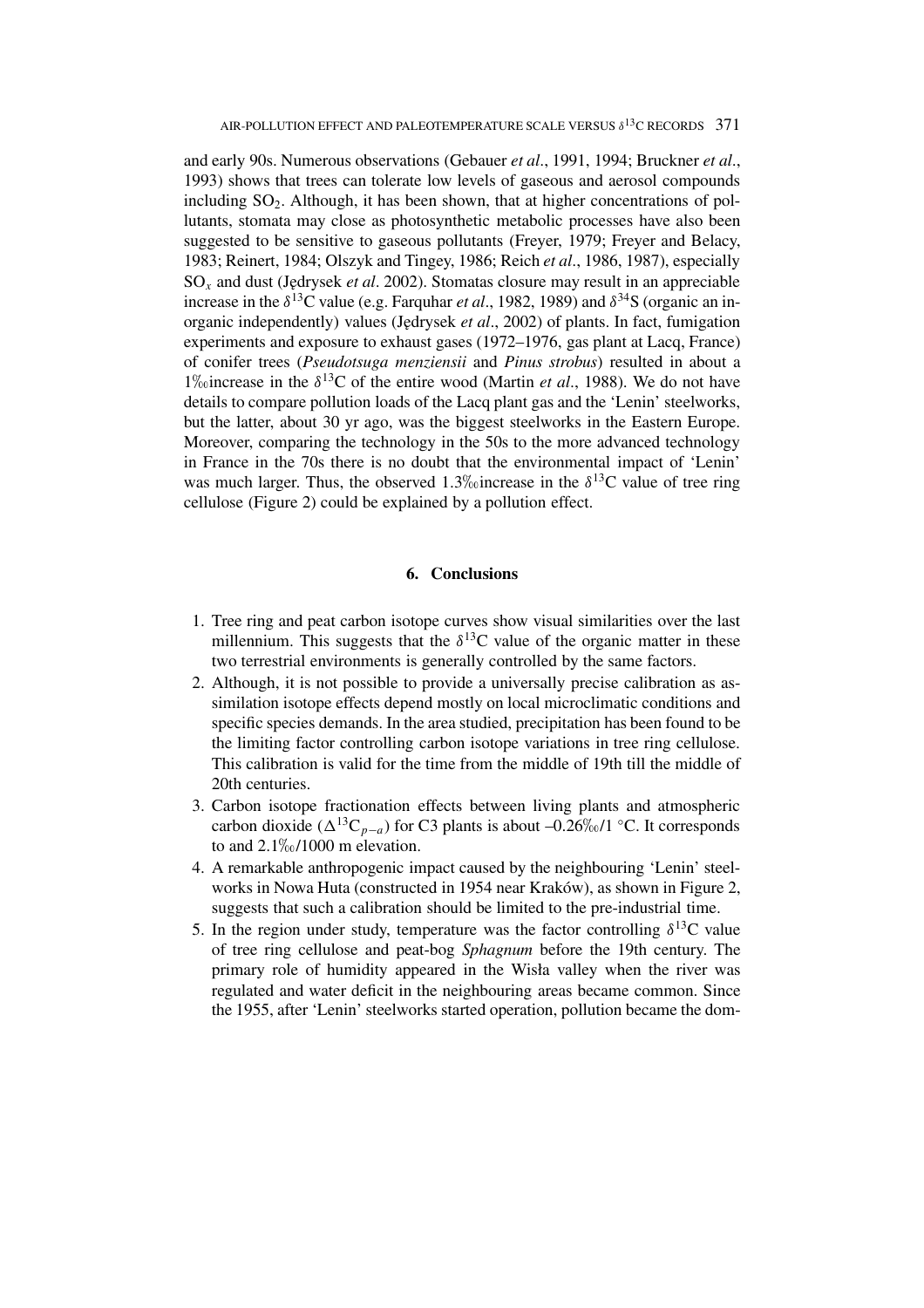and early 90s. Numerous observations (Gebauer *et al*., 1991, 1994; Bruckner *et al*., 1993) shows that trees can tolerate low levels of gaseous and aerosol compounds including $SO_2$. Although, it has been shown, that at higher concentrations of pollutants, stomata may close as photosynthetic metabolic processes have also been suggested to be sensitive to gaseous pollutants (Freyer, 1979; Freyer and Belacy, 1983; Reinert, 1984; Olszyk and Tingey, 1986; Reich *et al*., 1986, 1987), especially $SO_x$ and dust (Jędrysek *et al*. 2002). Stomatas closure may result in an appreciable increase in the $\delta^{13}C$ value (e.g. Farquhar *et al*., 1982, 1989) and $\delta^{34}S$ (organic an inorganic independently) values (Jędrysek *et al*., 2002) of plants. In fact, fumigation experiments and exposure to exhaust gases (1972–1976, gas plant at Lacq, France) of conifer trees (*Pseudotsuga menziensii* and *Pinus strobus*) resulted in about a 1‰increase in the $\delta^{13}C$ of the entire wood (Martin *et al*., 1988). We do not have details to compare pollution loads of the Lacq plant gas and the 'Lenin' steelworks, but the latter, about 30 yr ago, was the biggest steelworks in the Eastern Europe. Moreover, comparing the technology in the 50s to the more advanced technology in France in the 70s there is no doubt that the environmental impact of 'Lenin' was much larger. Thus, the observed 1.3‰increase in the $\delta^{13}C$ value of tree ring cellulose (Figure 2) could be explained by a pollution effect.

## 6. Conclusions

1. Tree ring and peat carbon isotope curves show visual similarities over the last millennium. This suggests that the $\delta^{13}C$ value of the organic matter in these two terrestrial environments is generally controlled by the same factors.
2. Although, it is not possible to provide a universally precise calibration as assimilation isotope effects depend mostly on local microclimatic conditions and specific species demands. In the area studied, precipitation has been found to be the limiting factor controlling carbon isotope variations in tree ring cellulose. This calibration is valid for the time from the middle of 19th till the middle of 20th centuries.
3. Carbon isotope fractionation effects between living plants and atmospheric carbon dioxide ($\Delta^{13}C_{p-a}$) for C3 plants is about –0.26‰/1 °C. It corresponds to and 2.1‰/1000 m elevation.
4. A remarkable anthropogenic impact caused by the neighbouring 'Lenin' steelworks in Nowa Huta (constructed in 1954 near Kraków), as shown in Figure 2, suggests that such a calibration should be limited to the pre-industrial time.
5. In the region under study, temperature was the factor controlling $\delta^{13}C$ value of tree ring cellulose and peat-bog *Sphagnum* before the 19th century. The primary role of humidity appeared in the Wisła valley when the river was regulated and water deficit in the neighbouring areas became common. Since the 1955, after 'Lenin' steelworks started operation, pollution became the dom-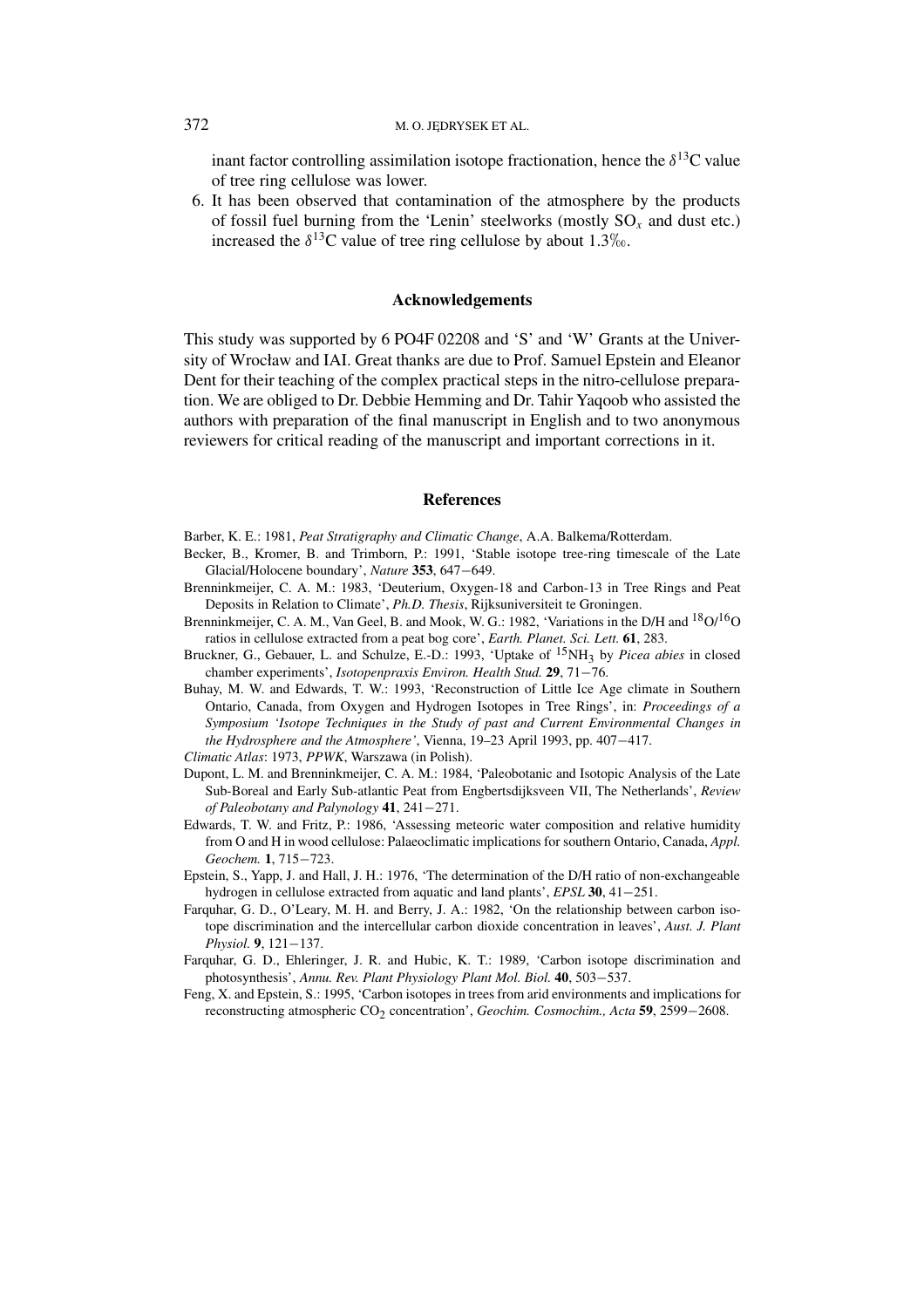inant factor controlling assimilation isotope fractionation, hence the $\delta^{13}C$ value of tree ring cellulose was lower.

6. It has been observed that contamination of the atmosphere by the products of fossil fuel burning from the 'Lenin' steelworks (mostly $SO_x$ and dust etc.) increased the $\delta^{13}C$ value of tree ring cellulose by about 1.3‰.

## Acknowledgements

This study was supported by 6 PO4F 02208 and 'S' and 'W' Grants at the University of Wrocław and IAI. Great thanks are due to Prof. Samuel Epstein and Eleanor Dent for their teaching of the complex practical steps in the nitro-cellulose preparation. We are obliged to Dr. Debbie Hemming and Dr. Tahir Yaqoob who assisted the authors with preparation of the final manuscript in English and to two anonymous reviewers for critical reading of the manuscript and important corrections in it.

## References

Barber, K. E.: 1981, *Peat Stratigraphy and Climatic Change*, A.A. Balkema/Rotterdam.

Becker, B., Kromer, B. and Trimborn, P.: 1991, 'Stable isotope tree-ring timescale of the Late Glacial/Holocene boundary', *Nature* **353**, 647−649.

Brenninkmeijer, C. A. M.: 1983, 'Deuterium, Oxygen-18 and Carbon-13 in Tree Rings and Peat Deposits in Relation to Climate', *Ph.D. Thesis*, Rijksuniversiteit te Groningen.

Brenninkmeijer, C. A. M., Van Geel, B. and Mook, W. G.: 1982, 'Variations in the D/H and $^{18}O/^{16}O$ ratios in cellulose extracted from a peat bog core', *Earth. Planet. Sci. Lett.* **61**, 283.

Bruckner, G., Gebauer, L. and Schulze, E.-D.: 1993, 'Uptake of $^{15}NH_3$ by *Picea abies* in closed chamber experiments', *Isotopenpraxis Environ. Health Stud.* **29**, 71−76.

Buhay, M. W. and Edwards, T. W.: 1993, 'Reconstruction of Little Ice Age climate in Southern Ontario, Canada, from Oxygen and Hydrogen Isotopes in Tree Rings', in: *Proceedings of a Symposium 'Isotope Techniques in the Study of past and Current Environmental Changes in the Hydrosphere and the Atmosphere'*, Vienna, 19–23 April 1993, pp. 407−417.

*Climatic Atlas*: 1973, *PPWK*, Warszawa (in Polish).

Dupont, L. M. and Brenninkmeijer, C. A. M.: 1984, 'Paleobotanic and Isotopic Analysis of the Late Sub-Boreal and Early Sub-atlantic Peat from Engbertsdijksveen VII, The Netherlands', *Review of Paleobotany and Palynology* **41**, 241−271.

Edwards, T. W. and Fritz, P.: 1986, 'Assessing meteoric water composition and relative humidity from O and H in wood cellulose: Palaeoclimatic implications for southern Ontario, Canada, *Appl. Geochem.* **1**, 715−723.

Epstein, S., Yapp, J. and Hall, J. H.: 1976, 'The determination of the D/H ratio of non-exchangeable hydrogen in cellulose extracted from aquatic and land plants', *EPSL* **30**, 41−251.

Farquhar, G. D., O'Leary, M. H. and Berry, J. A.: 1982, 'On the relationship between carbon isotope discrimination and the intercellular carbon dioxide concentration in leaves', *Aust. J. Plant Physiol.* **9**, 121−137.

Farquhar, G. D., Ehleringer, J. R. and Hubic, K. T.: 1989, 'Carbon isotope discrimination and photosynthesis', *Annu. Rev. Plant Physiology Plant Mol. Biol.* **40**, 503−537.

Feng, X. and Epstein, S.: 1995, 'Carbon isotopes in trees from arid environments and implications for reconstructing atmospheric $CO_2$ concentration', *Geochim. Cosmochim., Acta* **59**, 2599−2608.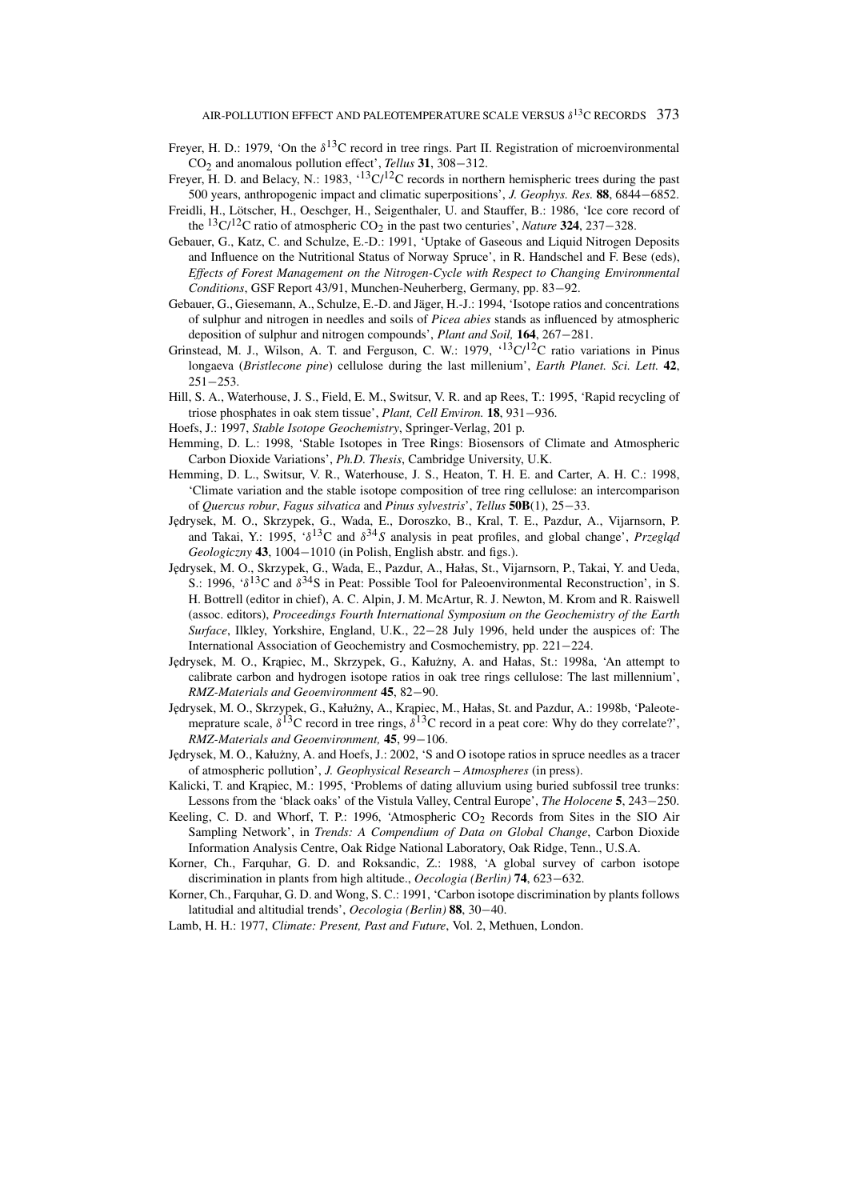Freyer, H. D.: 1979, 'On the $\delta^{13}$C record in tree rings. Part II. Registration of microenvironmental $CO_2$ and anomalous pollution effect', *Tellus* **31**, 308−312.

Freyer, H. D. and Belacy, N.: 1983, '$^{13}$C/$^{12}$C records in northern hemispheric trees during the past 500 years, anthropogenic impact and climatic superpositions', *J. Geophys. Res.* **88**, 6844−6852.

Freidli, H., Lötscher, H., Oeschger, H., Seigenthaler, U. and Stauffer, B.: 1986, 'Ice core record of the $^{13}$C/$^{12}$C ratio of atmospheric $CO_2$ in the past two centuries', *Nature* **324**, 237−328.

Gebauer, G., Katz, C. and Schulze, E.-D.: 1991, 'Uptake of Gaseous and Liquid Nitrogen Deposits and Influence on the Nutritional Status of Norway Spruce', in R. Handschel and F. Bese (eds), *Effects of Forest Management on the Nitrogen-Cycle with Respect to Changing Environmental Conditions*, GSF Report 43/91, Munchen-Neuherberg, Germany, pp. 83−92.

Gebauer, G., Giesemann, A., Schulze, E.-D. and Jäger, H.-J.: 1994, 'Isotope ratios and concentrations of sulphur and nitrogen in needles and soils of *Picea abies* stands as influenced by atmospheric deposition of sulphur and nitrogen compounds', *Plant and Soil*, **164**, 267−281.

Grinstead, M. J., Wilson, A. T. and Ferguson, C. W.: 1979, '$^{13}$C/$^{12}$C ratio variations in Pinus longaeva (*Bristlecone pine*) cellulose during the last millenium', *Earth Planet. Sci. Lett.* **42**, 251−253.

Hill, S. A., Waterhouse, J. S., Field, E. M., Switsur, V. R. and ap Rees, T.: 1995, 'Rapid recycling of triose phosphates in oak stem tissue', *Plant, Cell Environ.* **18**, 931−936.

Hoefs, J.: 1997, *Stable Isotope Geochemistry*, Springer-Verlag, 201 p.

Hemming, D. L.: 1998, 'Stable Isotopes in Tree Rings: Biosensors of Climate and Atmospheric Carbon Dioxide Variations', *Ph.D. Thesis*, Cambridge University, U.K.

Hemming, D. L., Switsur, V. R., Waterhouse, J. S., Heaton, T. H. E. and Carter, A. H. C.: 1998, 'Climate variation and the stable isotope composition of tree ring cellulose: an intercomparison of *Quercus robur*, *Fagus silvatica* and *Pinus sylvestris*', *Tellus* **50B**(1), 25−33.

Jędrysek, M. O., Skrzypek, G., Wada, E., Doroszko, B., Kral, T. E., Pazdur, A., Vijarnsorn, P. and Takai, Y.: 1995, '$\delta^{13}$C and $\delta^{34}S$ analysis in peat profiles, and global change', *Przegląd Geologiczny* **43**, 1004−1010 (in Polish, English abstr. and figs.).

Jędrysek, M. O., Skrzypek, G., Wada, E., Pazdur, A., Hałas, St., Vijarnsorn, P., Takai, Y. and Ueda, S.: 1996, '$\delta^{13}$C and $\delta^{34}$S in Peat: Possible Tool for Paleoenvironmental Reconstruction', in S. H. Bottrell (editor in chief), A. C. Alpin, J. M. McArtur, R. J. Newton, M. Krom and R. Raiswell (assoc. editors), *Proceedings Fourth International Symposium on the Geochemistry of the Earth Surface*, Ilkley, Yorkshire, England, U.K., 22−28 July 1996, held under the auspices of: The International Association of Geochemistry and Cosmochemistry, pp. 221−224.

Jędrysek, M. O., Krąpiec, M., Skrzypek, G., Kałużny, A. and Hałas, St.: 1998a, 'An attempt to calibrate carbon and hydrogen isotope ratios in oak tree rings cellulose: The last millennium', *RMZ-Materials and Geoenvironment* **45**, 82−90.

Jędrysek, M. O., Skrzypek, G., Kałużny, A., Krąpiec, M., Hałas, St. and Pazdur, A.: 1998b, 'Paleotemeprature scale, $\delta^{13}$C record in tree rings, $\delta^{13}$C record in a peat core: Why do they correlate?', *RMZ-Materials and Geoenvironment,* **45**, 99−106.

Jędrysek, M. O., Kałużny, A. and Hoefs, J.: 2002, 'S and O isotope ratios in spruce needles as a tracer of atmospheric pollution', *J. Geophysical Research – Atmospheres* (in press).

Kalicki, T. and Krąpiec, M.: 1995, 'Problems of dating alluvium using buried subfossil tree trunks: Lessons from the 'black oaks' of the Vistula Valley, Central Europe', *The Holocene* **5**, 243−250.

Keeling, C. D. and Whorf, T. P.: 1996, 'Atmospheric $CO_2$ Records from Sites in the SIO Air Sampling Network', in *Trends: A Compendium of Data on Global Change*, Carbon Dioxide Information Analysis Centre, Oak Ridge National Laboratory, Oak Ridge, Tenn., U.S.A.

Korner, Ch., Farquhar, G. D. and Roksandic, Z.: 1988, 'A global survey of carbon isotope discrimination in plants from high altitude., *Oecologia (Berlin)* **74**, 623−632.

Korner, Ch., Farquhar, G. D. and Wong, S. C.: 1991, 'Carbon isotope discrimination by plants follows latitudial and altitudial trends', *Oecologia (Berlin)* **88**, 30−40.

Lamb, H. H.: 1977, *Climate: Present, Past and Future*, Vol. 2, Methuen, London.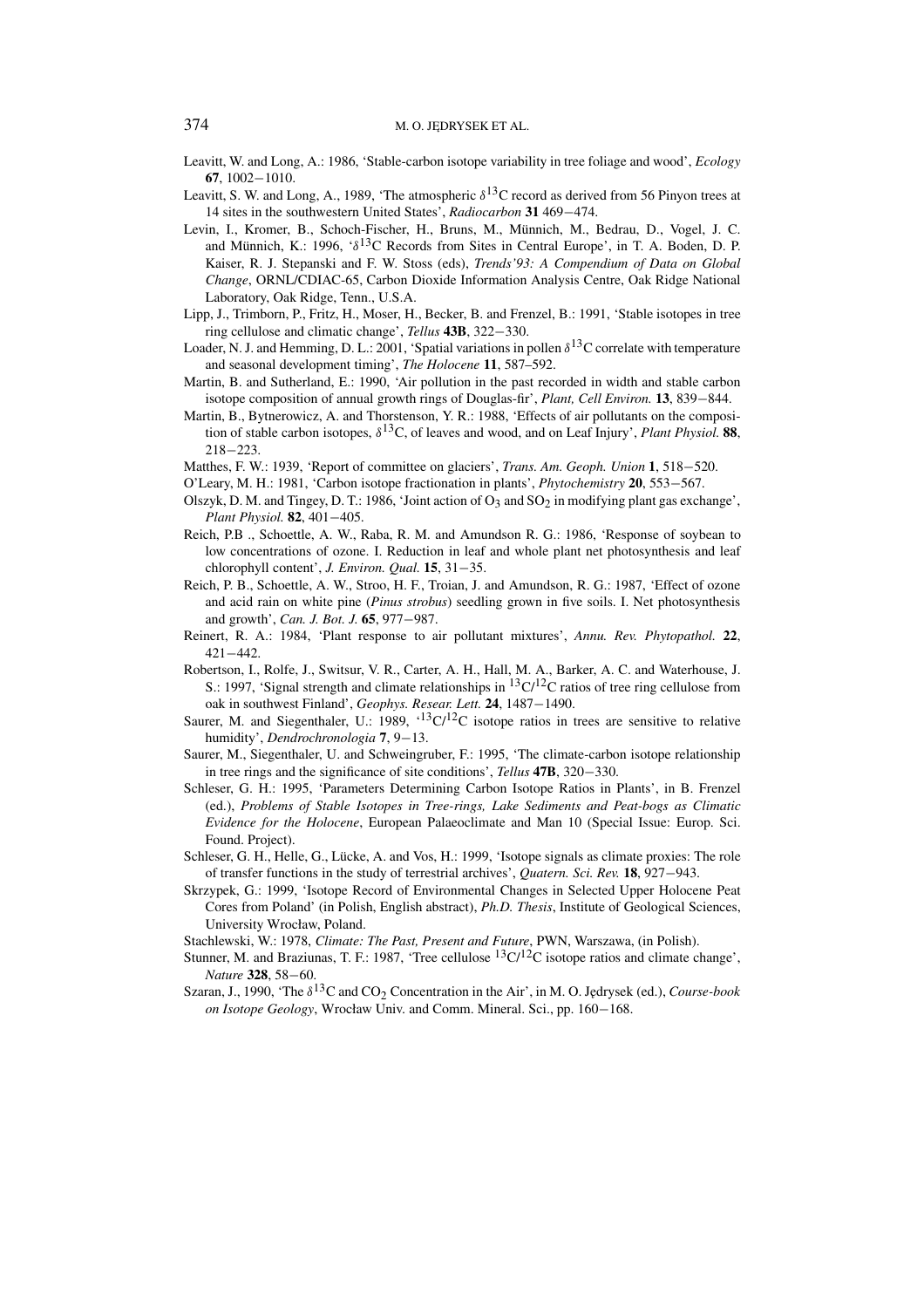Leavitt, W. and Long, A.: 1986, 'Stable-carbon isotope variability in tree foliage and wood', *Ecology* **67**, 1002−1010.

Leavitt, S. W. and Long, A., 1989, 'The atmospheric $\delta^{13}$C record as derived from 56 Pinyon trees at 14 sites in the southwestern United States', *Radiocarbon* **31** 469−474.

Levin, I., Kromer, B., Schoch-Fischer, H., Bruns, M., Münnich, M., Bedrau, D., Vogel, J. C. and Münnich, K.: 1996, '$\delta^{13}$C Records from Sites in Central Europe', in T. A. Boden, D. P. Kaiser, R. J. Stepanski and F. W. Stoss (eds), *Trends'93: A Compendium of Data on Global Change*, ORNL/CDIAC-65, Carbon Dioxide Information Analysis Centre, Oak Ridge National Laboratory, Oak Ridge, Tenn., U.S.A.

Lipp, J., Trimborn, P., Fritz, H., Moser, H., Becker, B. and Frenzel, B.: 1991, 'Stable isotopes in tree ring cellulose and climatic change', *Tellus* **43B**, 322−330.

Loader, N. J. and Hemming, D. L.: 2001, 'Spatial variations in pollen $\delta^{13}$C correlate with temperature and seasonal development timing', *The Holocene* **11**, 587–592.

Martin, B. and Sutherland, E.: 1990, 'Air pollution in the past recorded in width and stable carbon isotope composition of annual growth rings of Douglas-fir', *Plant, Cell Environ.* **13**, 839−844.

Martin, B., Bytnerowicz, A. and Thorstenson, Y. R.: 1988, 'Effects of air pollutants on the composition of stable carbon isotopes, $\delta^{13}$C, of leaves and wood, and on Leaf Injury', *Plant Physiol.* **88**, 218−223.

Matthes, F. W.: 1939, 'Report of committee on glaciers', *Trans. Am. Geoph. Union* **1**, 518−520.

O'Leary, M. H.: 1981, 'Carbon isotope fractionation in plants', *Phytochemistry* **20**, 553−567.

Olszyk, D. M. and Tingey, D. T.: 1986, 'Joint action of $O_3$ and $SO_2$ in modifying plant gas exchange', *Plant Physiol.* **82**, 401−405.

Reich, P.B ., Schoettle, A. W., Raba, R. M. and Amundson R. G.: 1986, 'Response of soybean to low concentrations of ozone. I. Reduction in leaf and whole plant net photosynthesis and leaf chlorophyll content', *J. Environ. Qual.* **15**, 31−35.

Reich, P. B., Schoettle, A. W., Stroo, H. F., Troian, J. and Amundson, R. G.: 1987, 'Effect of ozone and acid rain on white pine (*Pinus strobus*) seedling grown in five soils. I. Net photosynthesis and growth', *Can. J. Bot. J.* **65**, 977−987.

Reinert, R. A.: 1984, 'Plant response to air pollutant mixtures', *Annu. Rev. Phytopathol.* **22**, 421−442.

Robertson, I., Rolfe, J., Switsur, V. R., Carter, A. H., Hall, M. A., Barker, A. C. and Waterhouse, J. S.: 1997, 'Signal strength and climate relationships in $^{13}$C/$^{12}$C ratios of tree ring cellulose from oak in southwest Finland', *Geophys. Resear. Lett.* **24**, 1487−1490.

Saurer, M. and Siegenthaler, U.: 1989, '$^{13}$C/$^{12}$C isotope ratios in trees are sensitive to relative humidity', *Dendrochronologia* **7**, 9−13.

Saurer, M., Siegenthaler, U. and Schweingruber, F.: 1995, 'The climate-carbon isotope relationship in tree rings and the significance of site conditions', *Tellus* **47B**, 320−330.

Schleser, G. H.: 1995, 'Parameters Determining Carbon Isotope Ratios in Plants', in B. Frenzel (ed.), *Problems of Stable Isotopes in Tree-rings, Lake Sediments and Peat-bogs as Climatic Evidence for the Holocene*, European Palaeoclimate and Man 10 (Special Issue: Europ. Sci. Found. Project).

Schleser, G. H., Helle, G., Lücke, A. and Vos, H.: 1999, 'Isotope signals as climate proxies: The role of transfer functions in the study of terrestrial archives', *Quatern. Sci. Rev.* **18**, 927−943.

Skrzypek, G.: 1999, 'Isotope Record of Environmental Changes in Selected Upper Holocene Peat Cores from Poland' (in Polish, English abstract), *Ph.D. Thesis*, Institute of Geological Sciences, University Wrocław, Poland.

Stachlewski, W.: 1978, *Climate: The Past, Present and Future*, PWN, Warszawa, (in Polish).

Stunner, M. and Braziunas, T. F.: 1987, 'Tree cellulose $^{13}$C/$^{12}$C isotope ratios and climate change', *Nature* **328**, 58−60.

Szaran, J., 1990, 'The $\delta^{13}$C and $CO_2$ Concentration in the Air', in M. O. Jędrysek (ed.), *Course-book on Isotope Geology*, Wrocław Univ. and Comm. Mineral. Sci., pp. 160−168.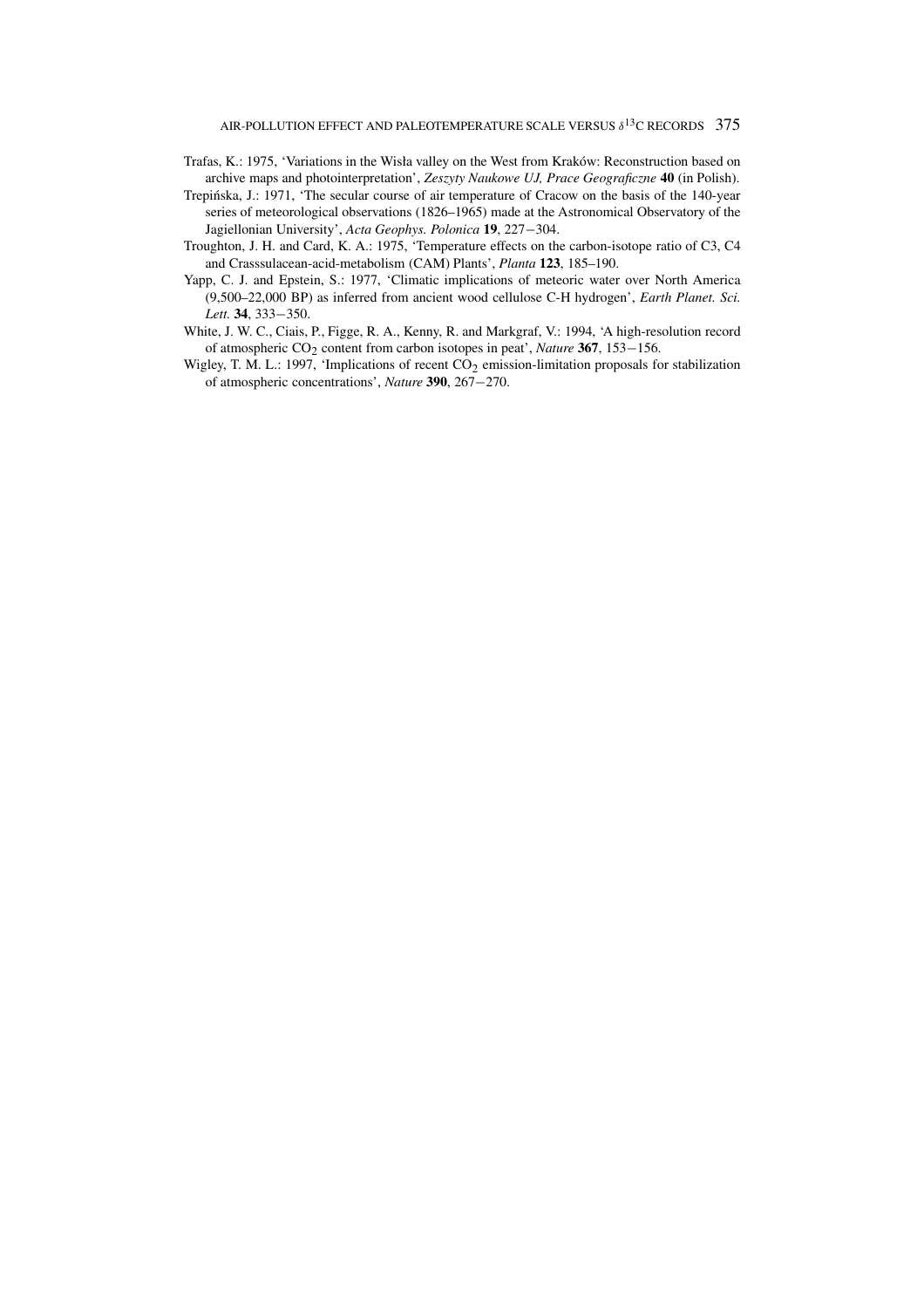Trafas, K.: 1975, 'Variations in the Wisła valley on the West from Kraków: Reconstruction based on archive maps and photointerpretation', *Zeszyty Naukowe UJ, Prace Geograficzne* **40** (in Polish).

Trepińska, J.: 1971, 'The secular course of air temperature of Cracow on the basis of the 140-year series of meteorological observations (1826–1965) made at the Astronomical Observatory of the Jagiellonian University', *Acta Geophys. Polonica* **19**, 227−304.

Troughton, J. H. and Card, K. A.: 1975, 'Temperature effects on the carbon-isotope ratio of C3, C4 and Crasssulacean-acid-metabolism (CAM) Plants', *Planta* **123**, 185–190.

Yapp, C. J. and Epstein, S.: 1977, 'Climatic implications of meteoric water over North America (9,500–22,000 BP) as inferred from ancient wood cellulose C-H hydrogen', *Earth Planet. Sci. Lett.* **34**, 333−350.

White, J. W. C., Ciais, P., Figge, R. A., Kenny, R. and Markgraf, V.: 1994, 'A high-resolution record of atmospheric $CO_2$ content from carbon isotopes in peat', *Nature* **367**, 153−156.

Wigley, T. M. L.: 1997, 'Implications of recent $CO_2$ emission-limitation proposals for stabilization of atmospheric concentrations', *Nature* **390**, 267−270.